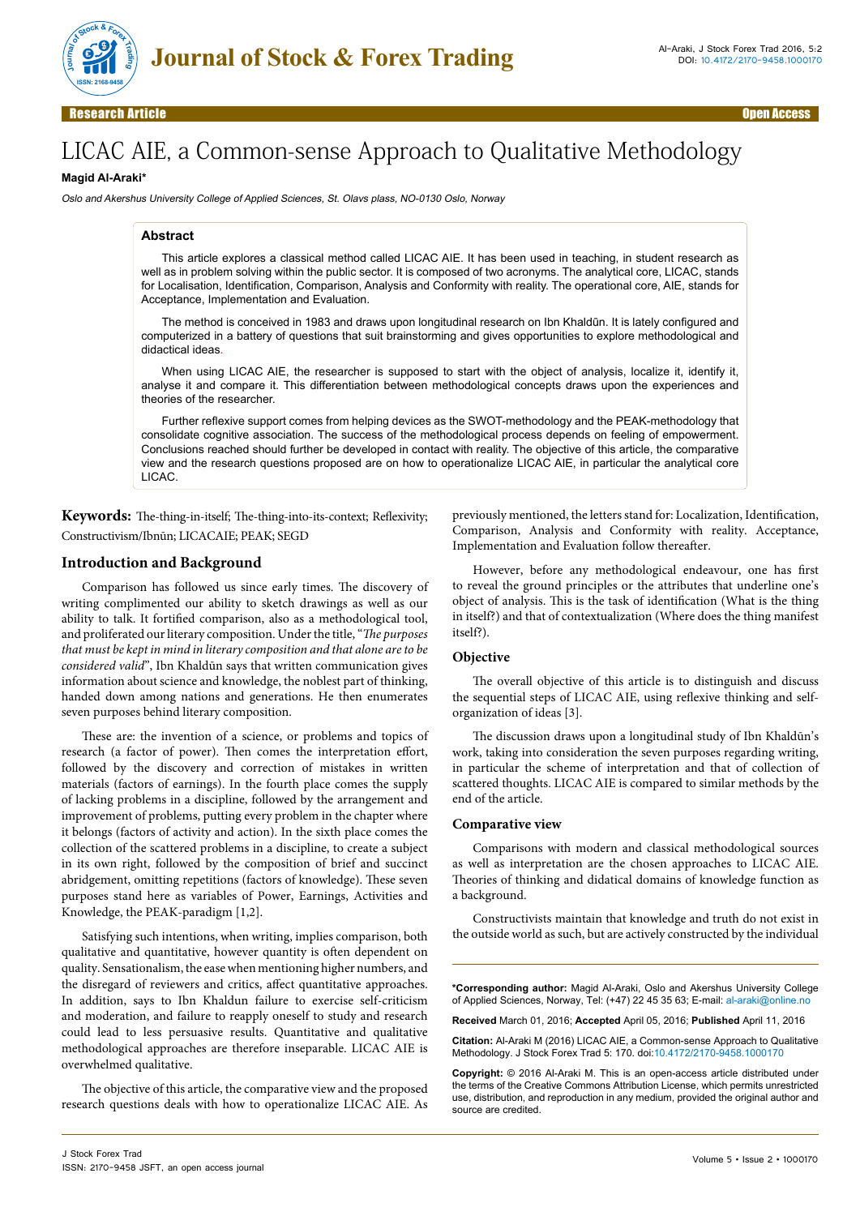Research Article — Open Access

# LICAC AIE, a Common-sense Approach to Qualitative Methodology

**Magid Al-Araki***

*Oslo and Akershus University College of Applied Sciences, St. Olavs plass, NO-0130 Oslo, Norway*

## Abstract

This article explores a classical method called LICAC AIE. It has been used in teaching, in student research as well as in problem solving within the public sector. It is composed of two acronyms. The analytical core, LICAC, stands for Localisation, Identification, Comparison, Analysis and Conformity with reality. The operational core, AIE, stands for Acceptance, Implementation and Evaluation.

The method is conceived in 1983 and draws upon longitudinal research on Ibn Khaldūn. It is lately configured and computerized in a battery of questions that suit brainstorming and gives opportunities to explore methodological and didactical ideas.

When using LICAC AIE, the researcher is supposed to start with the object of analysis, localize it, identify it, analyse it and compare it. This differentiation between methodological concepts draws upon the experiences and theories of the researcher.

Further reflexive support comes from helping devices as the SWOT-methodology and the PEAK-methodology that consolidate cognitive association. The success of the methodological process depends on feeling of empowerment. Conclusions reached should further be developed in contact with reality. The objective of this article, the comparative view and the research questions proposed are on how to operationalize LICAC AIE, in particular the analytical core LICAC.

**Keywords:** The-thing-in-itself; The-thing-into-its-context; Reflexivity; Constructivism/Ibnūn; LICACAIE; PEAK; SEGD

## Introduction and Background

Comparison has followed us since early times. The discovery of writing complimented our ability to sketch drawings as well as our ability to talk. It fortified comparison, also as a methodological tool, and proliferated our literary composition. Under the title, "*The purposes that must be kept in mind in literary composition and that alone are to be considered valid*", Ibn Khaldūn says that written communication gives information about science and knowledge, the noblest part of thinking, handed down among nations and generations. He then enumerates seven purposes behind literary composition.

These are: the invention of a science, or problems and topics of research (a factor of power). Then comes the interpretation effort, followed by the discovery and correction of mistakes in written materials (factors of earnings). In the fourth place comes the supply of lacking problems in a discipline, followed by the arrangement and improvement of problems, putting every problem in the chapter where it belongs (factors of activity and action). In the sixth place comes the collection of the scattered problems in a discipline, to create a subject in its own right, followed by the composition of brief and succinct abridgement, omitting repetitions (factors of knowledge). These seven purposes stand here as variables of Power, Earnings, Activities and Knowledge, the PEAK-paradigm [1,2].

Satisfying such intentions, when writing, implies comparison, both qualitative and quantitative, however quantity is often dependent on quality. Sensationalism, the ease when mentioning higher numbers, and the disregard of reviewers and critics, affect quantitative approaches. In addition, says to Ibn Khaldun failure to exercise self-criticism and moderation, and failure to reapply oneself to study and research could lead to less persuasive results. Quantitative and qualitative methodological approaches are therefore inseparable. LICAC AIE is overwhelmed qualitative.

The objective of this article, the comparative view and the proposed research questions deals with how to operationalize LICAC AIE. As previously mentioned, the letters stand for: Localization, Identification, Comparison, Analysis and Conformity with reality. Acceptance, Implementation and Evaluation follow thereafter.

However, before any methodological endeavour, one has first to reveal the ground principles or the attributes that underline one's object of analysis. This is the task of identification (What is the thing in itself?) and that of contextualization (Where does the thing manifest itself?).

### Objective

The overall objective of this article is to distinguish and discuss the sequential steps of LICAC AIE, using reflexive thinking and self-organization of ideas [3].

The discussion draws upon a longitudinal study of Ibn Khaldūn's work, taking into consideration the seven purposes regarding writing, in particular the scheme of interpretation and that of collection of scattered thoughts. LICAC AIE is compared to similar methods by the end of the article.

### Comparative view

Comparisons with modern and classical methodological sources as well as interpretation are the chosen approaches to LICAC AIE. Theories of thinking and didactical domains of knowledge function as a background.

Constructivists maintain that knowledge and truth do not exist in the outside world as such, but are actively constructed by the individual

---

***Corresponding author:** Magid Al-Araki, Oslo and Akershus University College of Applied Sciences, Norway, Tel: (+47) 22 45 35 63; E-mail: al-araki@online.no

**Received** March 01, 2016; **Accepted** April 05, 2016; **Published** April 11, 2016

**Citation:** Al-Araki M (2016) LICAC AIE, a Common-sense Approach to Qualitative Methodology. J Stock Forex Trad 5: 170. doi:10.4172/2170-9458.1000170

**Copyright:** © 2016 Al-Araki M. This is an open-access article distributed under the terms of the Creative Commons Attribution License, which permits unrestricted use, distribution, and reproduction in any medium, provided the original author and source are credited.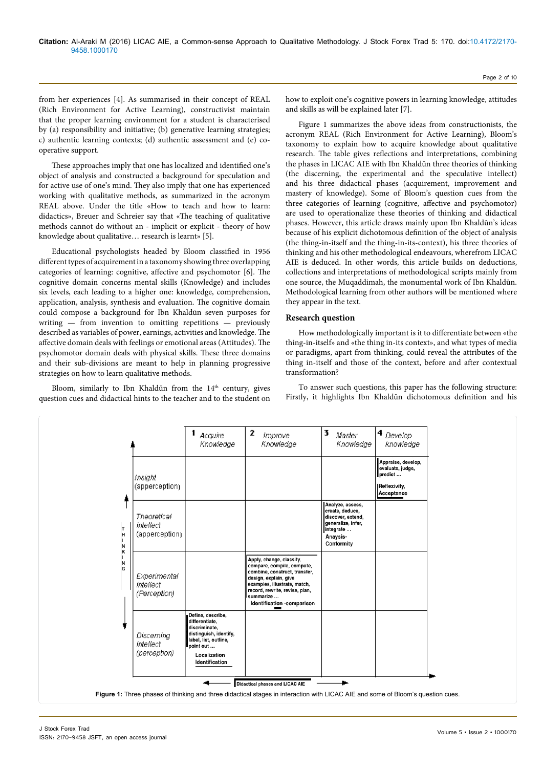from her experiences [4]. As summarised in their concept of REAL (Rich Environment for Active Learning), constructivist maintain that the proper learning environment for a student is characterised by (a) responsibility and initiative; (b) generative learning strategies; c) authentic learning contexts; (d) authentic assessment and (e) co-operative support.

These approaches imply that one has localized and identified one's object of analysis and constructed a background for speculation and for active use of one's mind. They also imply that one has experienced working with qualitative methods, as summarized in the acronym REAL above. Under the title «How to teach and how to learn: didactics», Breuer and Schreier say that «The teaching of qualitative methods cannot do without an - implicit or explicit - theory of how knowledge about qualitative… research is learnt» [5].

Educational psychologists headed by Bloom classified in 1956 different types of acquirement in a taxonomy showing three overlapping categories of learning: cognitive, affective and psychomotor [6]. The cognitive domain concerns mental skills (Knowledge) and includes six levels, each leading to a higher one: knowledge, comprehension, application, analysis, synthesis and evaluation. The cognitive domain could compose a background for Ibn Khaldūn seven purposes for writing — from invention to omitting repetitions — previously described as variables of power, earnings, activities and knowledge. The affective domain deals with feelings or emotional areas (Attitudes). The psychomotor domain deals with physical skills. These three domains and their sub-divisions are meant to help in planning progressive strategies on how to learn qualitative methods.

Bloom, similarly to Ibn Khaldūn from the 14th century, gives question cues and didactical hints to the teacher and to the student on how to exploit one's cognitive powers in learning knowledge, attitudes and skills as will be explained later [7].

Figure 1 summarizes the above ideas from constructionists, the acronym REAL (Rich Environment for Active Learning), Bloom's taxonomy to explain how to acquire knowledge about qualitative research. The table gives reflections and interpretations, combining the phases in LICAC AIE with Ibn Khaldūn three theories of thinking (the discerning, the experimental and the speculative intellect) and his three didactical phases (acquirement, improvement and mastery of knowledge). Some of Bloom's question cues from the three categories of learning (cognitive, affective and psychomotor) are used to operationalize these theories of thinking and didactical phases. However, this article draws mainly upon Ibn Khaldūn's ideas because of his explicit dichotomous definition of the object of analysis (the thing-in-itself and the thing-in-its-context), his three theories of thinking and his other methodological endeavours, wherefrom LICAC AIE is deduced. In other words, this article builds on deductions, collections and interpretations of methodological scripts mainly from one source, the Muqaddimah, the monumental work of Ibn Khaldūn. Methodological learning from other authors will be mentioned where they appear in the text.

## Research question

How methodologically important is it to differentiate between «the thing-in-itself» and «the thing in-its context», and what types of media or paradigms, apart from thinking, could reveal the attributes of the thing in-itself and those of the context, before and after contextual transformation?

To answer such questions, this paper has the following structure: Firstly, it highlights Ibn Khaldūn dichotomous definition and his

| THINKING | 1 Acquire Knowledge | 2 Improve Knowledge | 3 Master Knowledge | 4 Develop knowledge |
|---|---|---|---|---|
| Insight (apperception) | | | | Appraise, develop, evaluate, judge, predict … Reflexivity, Acceptance |
| Theoretical intellect (apperception) | | | Analyze, assess, create, deduce, discover, extend, generalize, infer, integrate … Anaysis-Conformity | |
| Experimental intellect (Perception) | | Apply, change, classify, compare, compile, compute, combine, construct, transfer, design, explain, give examples, illustrate, match, record, rewrite, revise, plan, summarize … Identification -comparison | | |
| Discerning intellect (perception) | Define, describe, differentiate, discriminate, distinguish, identify, label, list, outline, point out … Localization Identification | | | |

Didactical phases and LICAC AIE

**Figure 1:** Three phases of thinking and three didactical stages in interaction with LICAC AIE and some of Bloom's question cues.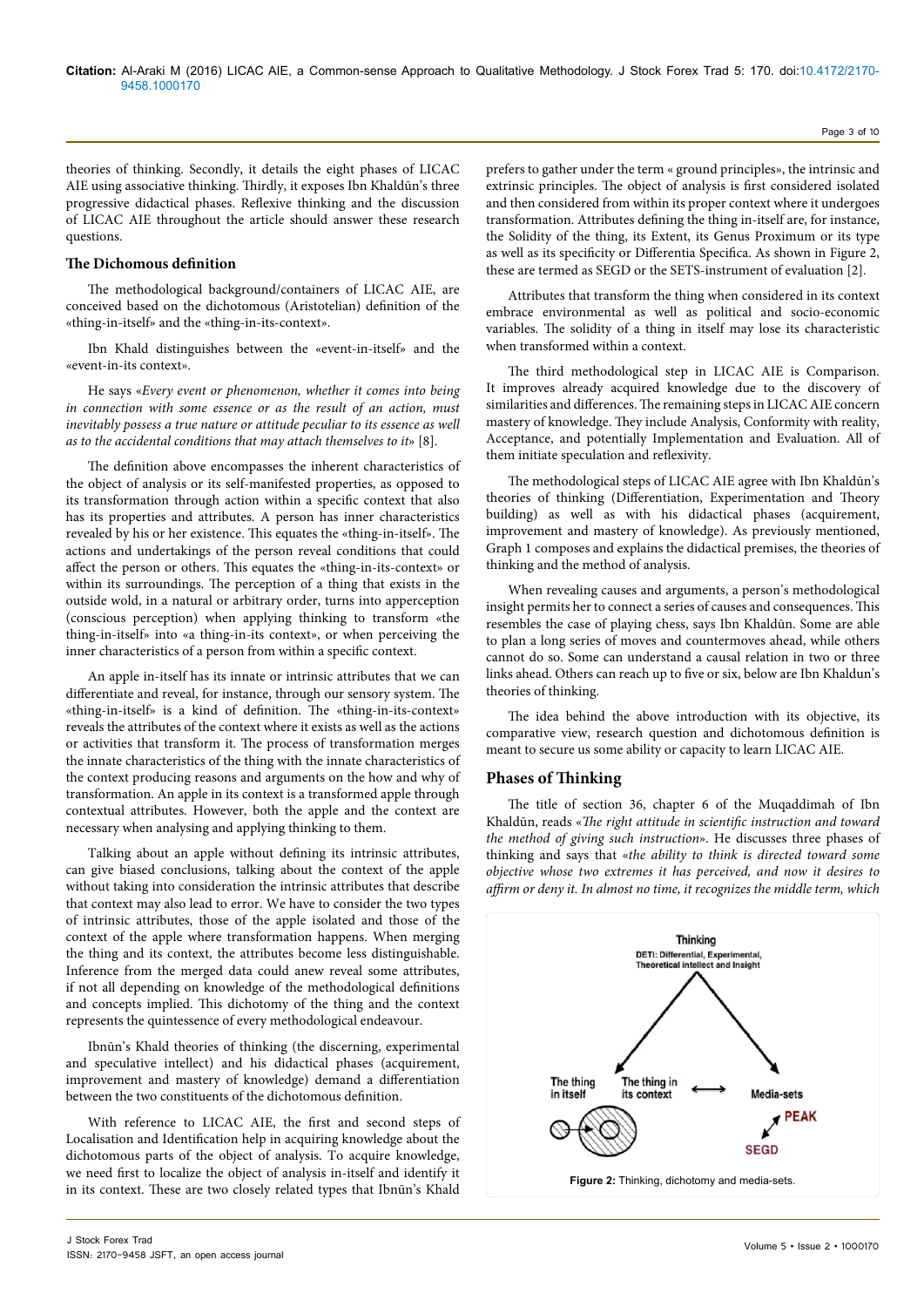theories of thinking. Secondly, it details the eight phases of LICAC AIE using associative thinking. Thirdly, it exposes Ibn Khaldūn's three progressive didactical phases. Reflexive thinking and the discussion of LICAC AIE throughout the article should answer these research questions.

### The Dichomous definition

The methodological background/containers of LICAC AIE, are conceived based on the dichotomous (Aristotelian) definition of the «thing-in-itself» and the «thing-in-its-context».

Ibn Khald distinguishes between the «event-in-itself» and the «event-in-its context».

He says «*Every event or phenomenon, whether it comes into being in connection with some essence or as the result of an action, must inevitably possess a true nature or attitude peculiar to its essence as well as to the accidental conditions that may attach themselves to it*» [8].

The definition above encompasses the inherent characteristics of the object of analysis or its self-manifested properties, as opposed to its transformation through action within a specific context that also has its properties and attributes. A person has inner characteristics revealed by his or her existence. This equates the «thing-in-itself». The actions and undertakings of the person reveal conditions that could affect the person or others. This equates the «thing-in-its-context» or within its surroundings. The perception of a thing that exists in the outside wold, in a natural or arbitrary order, turns into apperception (conscious perception) when applying thinking to transform «the thing-in-itself» into «a thing-in-its context», or when perceiving the inner characteristics of a person from within a specific context.

An apple in-itself has its innate or intrinsic attributes that we can differentiate and reveal, for instance, through our sensory system. The «thing-in-itself» is a kind of definition. The «thing-in-its-context» reveals the attributes of the context where it exists as well as the actions or activities that transform it. The process of transformation merges the innate characteristics of the thing with the innate characteristics of the context producing reasons and arguments on the how and why of transformation. An apple in its context is a transformed apple through contextual attributes. However, both the apple and the context are necessary when analysing and applying thinking to them.

Talking about an apple without defining its intrinsic attributes, can give biased conclusions, talking about the context of the apple without taking into consideration the attributes that describe that context may also lead to error. We have to consider the two types of intrinsic attributes, those of the apple isolated and those of the context of the apple where transformation happens. When merging the thing and its context, the attributes become less distinguishable. Inference from the merged data could anew reveal some attributes, if not all depending on knowledge of the methodological definitions and concepts implied. This dichotomy of the thing and the context represents the quintessence of every methodological endeavour.

Ibnūn's Khald theories of thinking (the discerning, experimental and speculative intellect) and his didactical phases (acquirement, improvement and mastery of knowledge) demand a differentiation between the two constituents of the dichotomous definition.

With reference to LICAC AIE, the first and second steps of Localisation and Identification help in acquiring knowledge about the dichotomous parts of the object of analysis. To acquire knowledge, we need first to localize the object of analysis in-itself and identify it in its context. These are two closely related types that Ibnūn's Khald prefers to gather under the term « ground principles», the intrinsic and extrinsic principles. The object of analysis is first considered isolated and then considered from within its proper context where it undergoes transformation. Attributes defining the thing in-itself are, for instance, the Solidity of the thing, its Extent, its Genus Proximum or its type as well as its specificity or Differentia Specifica. As shown in Figure 2, these are termed as SEGD or the SETS-instrument of evaluation [2].

Attributes that transform the thing when considered in its context embrace environmental as well as political and socio-economic variables. The solidity of a thing in itself may lose its characteristic when transformed within a context.

The third methodological step in LICAC AIE is Comparison. It improves already acquired knowledge due to the discovery of similarities and differences. The remaining steps in LICAC AIE concern mastery of knowledge. They include Analysis, Conformity with reality, Acceptance, and potentially Implementation and Evaluation. All of them initiate speculation and reflexivity.

The methodological steps of LICAC AIE agree with Ibn Khaldūn's theories of thinking (Differentiation, Experimentation and Theory building) as well as with his didactical phases (acquirement, improvement and mastery of knowledge). As previously mentioned, Graph 1 composes and explains the didactical premises, the theories of thinking and the method of analysis.

When revealing causes and arguments, a person's methodological insight permits her to connect a series of causes and consequences. This resembles the case of playing chess, says Ibn Khaldūn. Some are able to plan a long series of moves and countermoves ahead, while others cannot do so. Some can understand a causal relation in two or three links ahead. Others can reach up to five or six, below are Ibn Khaldun's theories of thinking.

The idea behind the above introduction with its objective, its comparative view, research question and dichotomous definition is meant to secure us some ability or capacity to learn LICAC AIE.

## Phases of Thinking

The title of section 36, chapter 6 of the Muqaddimah of Ibn Khaldūn, reads «*The right attitude in scientific instruction and toward the method of giving such instruction*». He discusses three phases of thinking and says that «*the ability to think is directed toward some objective whose two extremes it has perceived, and now it desires to affirm or deny it. In almost no time, it recognizes the middle term, which*

Thinking
DETI: Differential, Experimental, Theoretical intellect and Insight
The thing in itself
The thing in its context
Media-sets
PEAK
SEGD

**Figure 2:** Thinking, dichotomy and media-sets.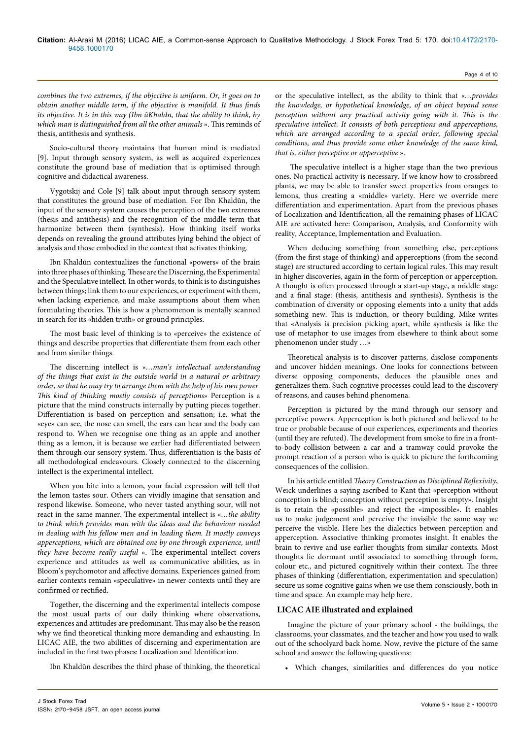*combines the two extremes, if the objective is uniform. Or, it goes on to obtain another middle term, if the objective is manifold. It thus finds its objective. It is in this way (Ibn ūKhaldn, that the ability to think, by which man is distinguished from all the other animals* ». This reminds of thesis, antithesis and synthesis.

Socio-cultural theory maintains that human mind is mediated [9]. Input through sensory system, as well as acquired experiences constitute the ground base of mediation that is optimised through cognitive and didactical awareness.

Vygotskij and Cole [9] talk about input through sensory system that constitutes the ground base of mediation. For Ibn Khaldūn, the input of the sensory system causes the perception of the two extremes (thesis and antithesis) and the recognition of the middle term that harmonize between them (synthesis). How thinking itself works depends on revealing the ground attributes lying behind the object of analysis and those embodied in the context that activates thinking.

Ibn Khaldūn contextualizes the functional «powers» of the brain into three phases of thinking. These are the Discerning, the Experimental and the Speculative intellect. In other words, to think is to distinguishes between things; link them to our experiences, or experiment with them, when lacking experience, and make assumptions about them when formulating theories. This is how a phenomenon is mentally scanned in search for its «hidden truth» or ground principles.

The most basic level of thinking is to «perceive» the existence of things and describe properties that differentiate them from each other and from similar things.

The discerning intellect is «*…man's intellectual understanding of the things that exist in the outside world in a natural or arbitrary order, so that he may try to arrange them with the help of his own power. This kind of thinking mostly consists of perceptions*» Perception is a picture that the mind constructs internally by putting pieces together. Differentiation is based on perception and sensation; i.e. what the «eye» can see, the nose can smell, the ears can hear and the body can respond to. When we recognise one thing as an apple and another thing as a lemon, it is because we earlier had differentiated between them through our sensory system. Thus, differentiation is the basis of all methodological endeavours. Closely connected to the discerning intellect is the experimental intellect.

When you bite into a lemon, your facial expression will tell that the lemon tastes sour. Others can vividly imagine that sensation and respond likewise. Someone, who never tasted anything sour, will not react in the same manner. The experimental intellect is «*…the ability to think which provides man with the ideas and the behaviour needed in dealing with his fellow men and in leading them. It mostly conveys apperceptions, which are obtained one by one through experience, until they have become really useful* ». The experimental intellect covers experience and attitudes as well as communicative abilities, as in Bloom's psychomotor and affective domains. Experiences gained from earlier contexts remain «speculative» in newer contexts until they are confirmed or rectified.

Together, the discerning and the experimental intellects compose the most usual parts of our daily thinking where observations, experiences and attitudes are predominant. This may also be the reason why we find theoretical thinking more demanding and exhausting. In LICAC AIE, the two abilities of discerning and experimentation are included in the first two phases: Localization and Identification.

Ibn Khaldūn describes the third phase of thinking, the theoretical or the speculative intellect, as the ability to think that «*…provides the knowledge, or hypothetical knowledge, of an object beyond sense perception without any practical activity going with it. This is the speculative intellect. It consists of both perceptions and apperceptions, which are arranged according to a special order, following special conditions, and thus provide some other knowledge of the same kind, that is, either perceptive or apperceptive* ».

The speculative intellect is a higher stage than the two previous ones. No practical activity is necessary. If we know how to crossbreed plants, we may be able to transfer sweet properties from oranges to lemons, thus creating a «middle» variety. Here we override mere differentiation and experimentation. Apart from the previous phases of Localization and Identification, all the remaining phases of LICAC AIE are activated here: Comparison, Analysis, and Conformity with reality, Acceptance, Implementation and Evaluation.

When deducing something from something else, perceptions (from the first stage of thinking) and apperceptions (from the second stage) are structured according to certain logical rules. This may result in higher discoveries, again in the form of perception or apperception. A thought is often processed through a start-up stage, a middle stage and a final stage: (thesis, antithesis and synthesis). Synthesis is the combination of diversity or opposing elements into a unity that adds something new. This is induction, or theory building. Mike writes that «Analysis is precision picking apart, while synthesis is like the use of metaphor to use images from elsewhere to think about some phenomenon under study …»

Theoretical analysis is to discover patterns, disclose components and uncover hidden meanings. One looks for connections between diverse opposing components, deduces the plausible ones and generalizes them. Such cognitive processes could lead to the discovery of reasons, and causes behind phenomena.

Perception is pictured by the mind through our sensory and perceptive powers. Apperception is both pictured and believed to be true or probable because of our experiences, experiments and theories (until they are refuted). The development from smoke to fire in a front-to-body collision between a car and a tramway could provoke the prompt reaction of a person who is quick to picture the forthcoming consequences of the collision.

In his article entitled *Theory Construction as Disciplined Reflexivity*, Weick underlines a saying ascribed to Kant that «perception without conception is blind; conception without perception is empty». Insight is to retain the «possible» and reject the «impossible». It enables us to make judgement and perceive the invisible the same way we perceive the visible. Here lies the dialectics between perception and apperception. Associative thinking promotes insight. It enables the brain to revive and use earlier thoughts from similar contexts. Most thoughts lie dormant until associated to something through form, colour etc., and pictured cognitively within their context. The three phases of thinking (differentiation, experimentation and speculation) secure us some cognitive gains when we use them consciously, both in time and space. An example may help here.

## LICAC AIE illustrated and explained

Imagine the picture of your primary school - the buildings, the classrooms, your classmates, and the teacher and how you used to walk out of the schoolyard back home. Now, revive the picture of the same school and answer the following questions:

- Which changes, similarities and differences do you notice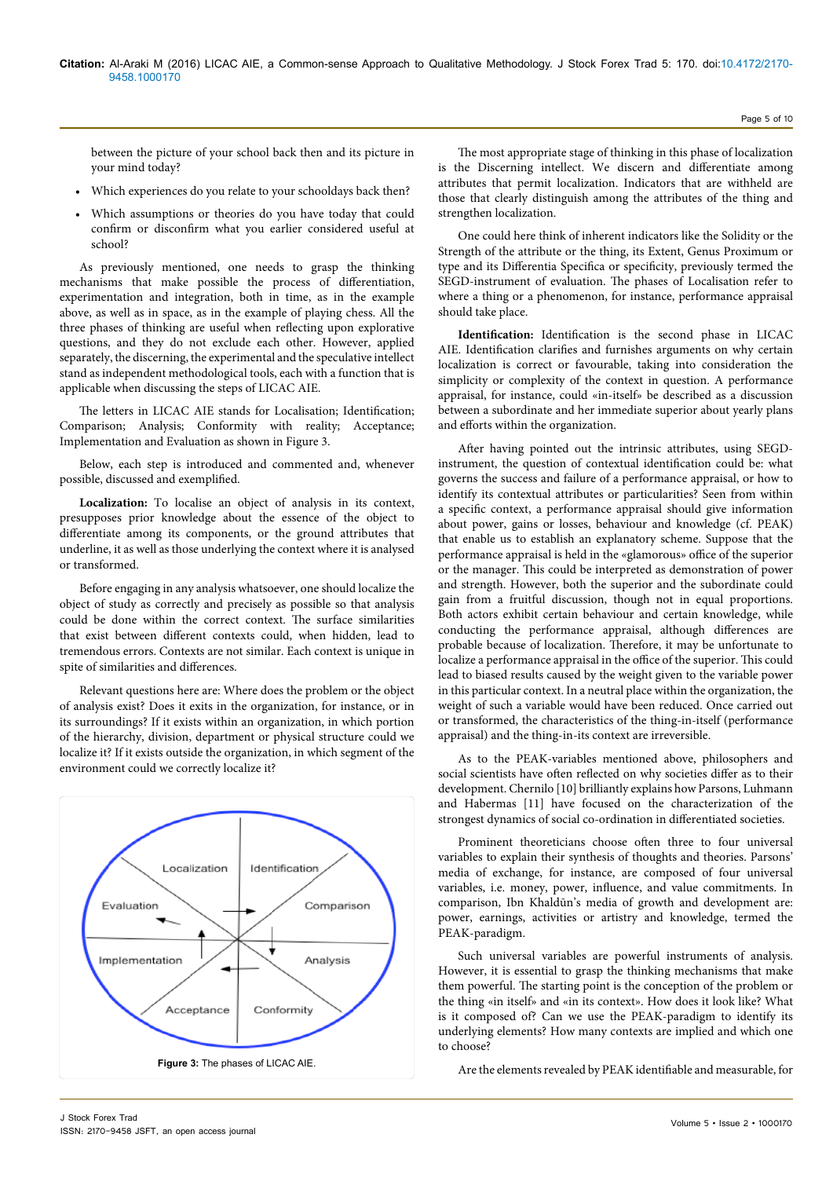between the picture of your school back then and its picture in your mind today?

- Which experiences do you relate to your schooldays back then?
- Which assumptions or theories do you have today that could confirm or disconfirm what you earlier considered useful at school?

As previously mentioned, one needs to grasp the thinking mechanisms that make possible the process of differentiation, experimentation and integration, both in time, as in the example above, as well as in space, as in the example of playing chess. All the three phases of thinking are useful when reflecting upon explorative questions, and they do not exclude each other. However, applied separately, the discerning, the experimental and the speculative intellect stand as independent methodological tools, each with a function that is applicable when discussing the steps of LICAC AIE.

The letters in LICAC AIE stands for Localisation; Identification; Comparison; Analysis; Conformity with reality; Acceptance; Implementation and Evaluation as shown in Figure 3.

Below, each step is introduced and commented and, whenever possible, discussed and exemplified.

**Localization:** To localise an object of analysis in its context, presupposes prior knowledge about the essence of the object to differentiate among its components, or the ground attributes that underline, it as well as those underlying the context where it is analysed or transformed.

Before engaging in any analysis whatsoever, one should localize the object of study as correctly and precisely as possible so that analysis could be done within the correct context. The surface similarities that exist between different contexts could, when hidden, lead to tremendous errors. Contexts are not similar. Each context is unique in spite of similarities and differences.

Relevant questions here are: Where does the problem or the object of analysis exist? Does it exits in the organization, for instance, or in its surroundings? If it exists within an organization, in which portion of the hierarchy, division, department or physical structure could we localize it? If it exists outside the organization, in which segment of the environment could we correctly localize it?

Localization
Identification
Comparison
Analysis
Conformity
Acceptance
Implementation
Evaluation

**Figure 3:** The phases of LICAC AIE.

The most appropriate stage of thinking in this phase of localization is the Discerning intellect. We discern and differentiate among attributes that permit localization. Indicators that are withheld are those that clearly distinguish among the attributes of the thing and strengthen localization.

One could here think of inherent indicators like the Solidity or the Strength of the attribute or the thing, its Extent, Genus Proximum or type and its Differentia Specifica or specificity, previously termed the SEGD-instrument of evaluation. The phases of Localisation refer to where a thing or a phenomenon, for instance, performance appraisal should take place.

**Identification:** Identification is the second phase in LICAC AIE. Identification clarifies and furnishes arguments on why certain localization is correct or favourable, taking into consideration the simplicity or complexity of the context in question. A performance appraisal, for instance, could «in-itself» be described as a discussion between a subordinate and her immediate superior about yearly plans and efforts within the organization.

After having pointed out the intrinsic attributes, using SEGD-instrument, the question of contextual identification could be: what governs the success and failure of a performance appraisal, or how to identify its contextual attributes or particularities? Seen from within a specific context, a performance appraisal should give information about power, gains or losses, behaviour and knowledge (cf. PEAK) that enable us to establish an explanatory scheme. Suppose that the performance appraisal is held in the «glamorous» office of the superior or the manager. This could be interpreted as demonstration of power and strength. However, both the superior and the subordinate could gain from a fruitful discussion, though not in equal proportions. Both actors exhibit certain behaviour and certain knowledge, while conducting the performance appraisal, although differences are probable because of localization. Therefore, it may be unfortunate to localize a performance appraisal in the office of the superior. This could lead to biased results caused by the weight given to the variable power in this particular context. In a neutral place within the organization, the weight of such a variable would have been reduced. Once carried out or transformed, the characteristics of the thing-in-itself (performance appraisal) and the thing-in-its context are irreversible.

As to the PEAK-variables mentioned above, philosophers and social scientists have often reflected on why societies differ as to their development. Chernilo [10] brilliantly explains how Parsons, Luhmann and Habermas [11] have focused on the characterization of the strongest dynamics of social co-ordination in differentiated societies.

Prominent theoreticians choose often three to four universal variables to explain their synthesis of thoughts and theories. Parsons' media of exchange, for instance, are composed of four universal variables, i.e. money, power, influence, and value commitments. In comparison, Ibn Khaldūn's media of growth and development are: power, earnings, activities or artistry and knowledge, termed the PEAK-paradigm.

Such universal variables are powerful instruments of analysis. However, it is essential to grasp the thinking mechanisms that make them powerful. The starting point is the conception of the problem or the thing «in itself» and «in its context». How does it look like? What is it composed of? Can we use the PEAK-paradigm to identify its underlying elements? How many contexts are implied and which one to choose?

Are the elements revealed by PEAK identifiable and measurable, for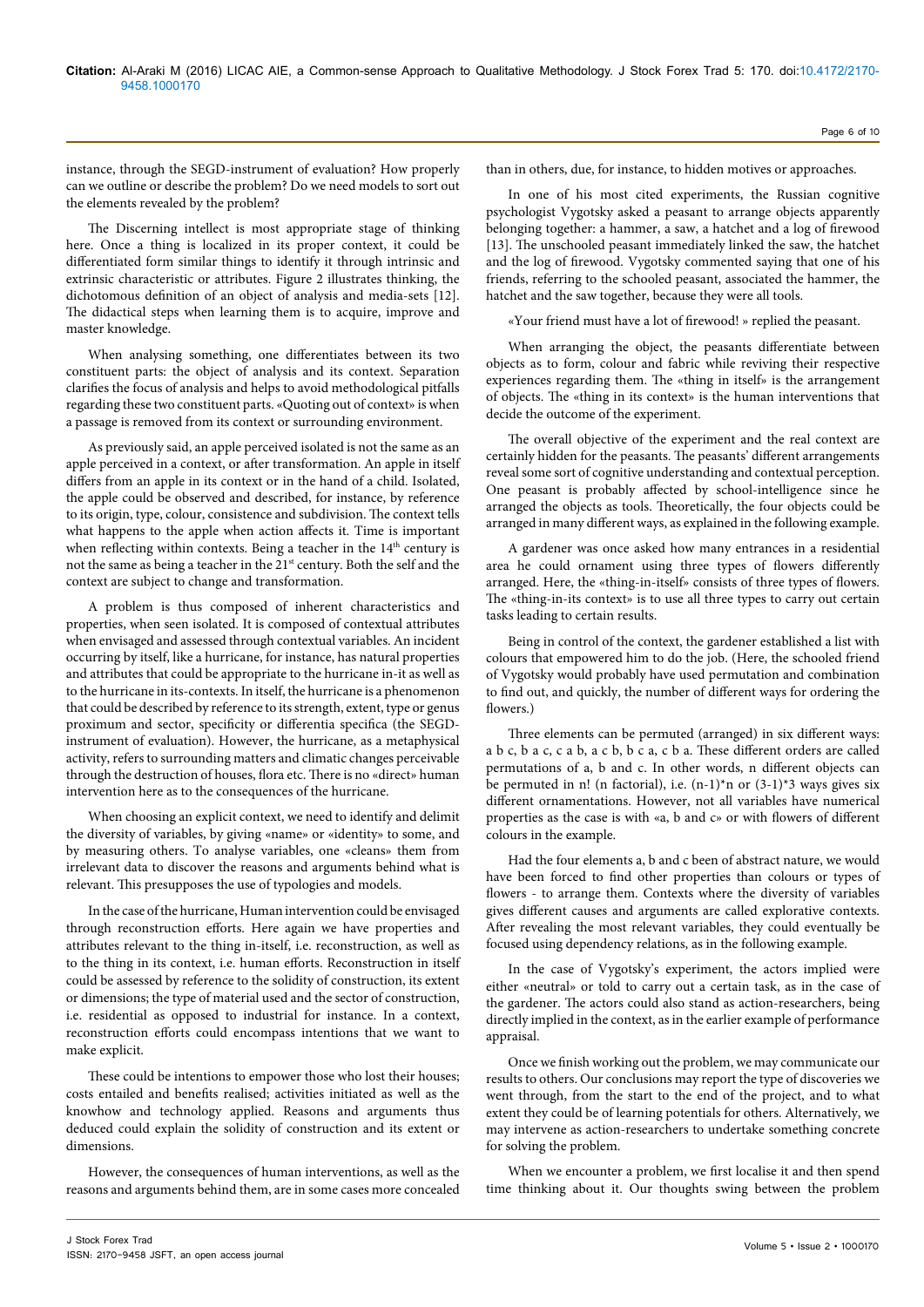instance, through the SEGD-instrument of evaluation? How properly can we outline or describe the problem? Do we need models to sort out the elements revealed by the problem?

The Discerning intellect is most appropriate stage of thinking here. Once a thing is localized in its proper context, it could be differentiated form similar things to identify it through intrinsic and extrinsic characteristic or attributes. Figure 2 illustrates thinking, the dichotomous definition of an object of analysis and media-sets [12]. The didactical steps when learning them is to acquire, improve and master knowledge.

When analysing something, one differentiates between its two constituent parts: the object of analysis and its context. Separation clarifies the focus of analysis and helps to avoid methodological pitfalls regarding these two constituent parts. «Quoting out of context» is when a passage is removed from its context or surrounding environment.

As previously said, an apple perceived isolated is not the same as an apple perceived in a context, or after transformation. An apple in itself differs from an apple in its context or in the hand of a child. Isolated, the apple could be observed and described, for instance, by reference to its origin, type, colour, consistence and subdivision. The context tells what happens to the apple when action affects it. Time is important when reflecting within contexts. Being a teacher in the 14th century is not the same as being a teacher in the 21st century. Both the self and the context are subject to change and transformation.

A problem is thus composed of inherent characteristics and properties, when seen isolated. It is composed of contextual attributes when envisaged and assessed through contextual variables. An incident occurring by itself, like a hurricane, for instance, has natural properties and attributes that could be appropriate to the hurricane in-it as well as to the hurricane in its-contexts. In itself, the hurricane is a phenomenon that could be described by reference to its strength, extent, type or genus proximum and sector, specificity or differentia specifica (the SEGD-instrument of evaluation). However, the hurricane, as a metaphysical activity, refers to surrounding matters and climatic changes perceivable through the destruction of houses, flora etc. There is no «direct» human intervention here as to the consequences of the hurricane.

When choosing an explicit context, we need to identify and delimit the diversity of variables, by giving «name» or «identity» to some, and by measuring others. To analyse variables, one «cleans» them from irrelevant data to discover the reasons and arguments behind what is relevant. This presupposes the use of typologies and models.

In the case of the hurricane, Human intervention could be envisaged through reconstruction efforts. Here again we have properties and attributes relevant to the thing in-itself, i.e. reconstruction, as well as to the thing in its context, i.e. human efforts. Reconstruction in itself could be assessed by reference to the solidity of construction, its extent or dimensions; the type of material used and the sector of construction, i.e. residential as opposed to industrial for instance. In a context, reconstruction efforts could encompass intentions that we want to make explicit.

These could be intentions to empower those who lost their houses; costs entailed and benefits realised; activities initiated as well as the knowhow and technology applied. Reasons and arguments thus deduced could explain the solidity of construction and its extent or dimensions.

However, the consequences of human interventions, as well as the reasons and arguments behind them, are in some cases more concealed than in others, due, for instance, to hidden motives or approaches.

In one of his most cited experiments, the Russian cognitive psychologist Vygotsky asked a peasant to arrange objects apparently belonging together: a hammer, a saw, a hatchet and a log of firewood [13]. The unschooled peasant immediately linked the saw, the hatchet and the log of firewood. Vygotsky commented saying that one of his friends, referring to the schooled peasant, associated the hammer, the hatchet and the saw together, because they were all tools.

«Your friend must have a lot of firewood! » replied the peasant.

When arranging the object, the peasants differentiate between objects as to form, colour and fabric while reviving their respective experiences regarding them. The «thing in itself» is the arrangement of objects. The «thing in its context» is the human interventions that decide the outcome of the experiment.

The overall objective of the experiment and the real context are certainly hidden for the peasants. The peasants' different arrangements reveal some sort of cognitive understanding and contextual perception. One peasant is probably affected by school-intelligence since he arranged the objects as tools. Theoretically, the four objects could be arranged in many different ways, as explained in the following example.

A gardener was once asked how many entrances in a residential area he could ornament using three types of flowers differently arranged. Here, the «thing-in-itself» consists of three types of flowers. The «thing-in-its context» is to use all three types to carry out certain tasks leading to certain results.

Being in control of the context, the gardener established a list with colours that empowered him to do the job. (Here, the schooled friend of Vygotsky would probably have used permutation and combination to find out, and quickly, the number of different ways for ordering the flowers.)

Three elements can be permuted (arranged) in six different ways: a b c, b a c, c a b, a c b, b c a, c b a. These different orders are called permutations of a, b and c. In other words, n different objects can be permuted in n! (n factorial), i.e. $(n-1)*n$ or $(3-1)*3$ ways gives six different ornamentations. However, not all variables have numerical properties as the case is with «a, b and c» or with flowers of different colours in the example.

Had the four elements a, b and c been of abstract nature, we would have been forced to find other properties than colours or types of flowers - to arrange them. Contexts where the diversity of variables gives different causes and arguments are called explorative contexts. After revealing the most relevant variables, they could eventually be focused using dependency relations, as in the following example.

In the case of Vygotsky's experiment, the actors implied were either «neutral» or told to carry out a certain task, as in the case of the gardener. The actors could also stand as action-researchers, being directly implied in the context, as in the earlier example of performance appraisal.

Once we finish working out the problem, we may communicate our results to others. Our conclusions may report the type of discoveries we went through, from the start to the end of the project, and to what extent they could be of learning potentials for others. Alternatively, we may intervene as action-researchers to undertake something concrete for solving the problem.

When we encounter a problem, we first localise it and then spend time thinking about it. Our thoughts swing between the problem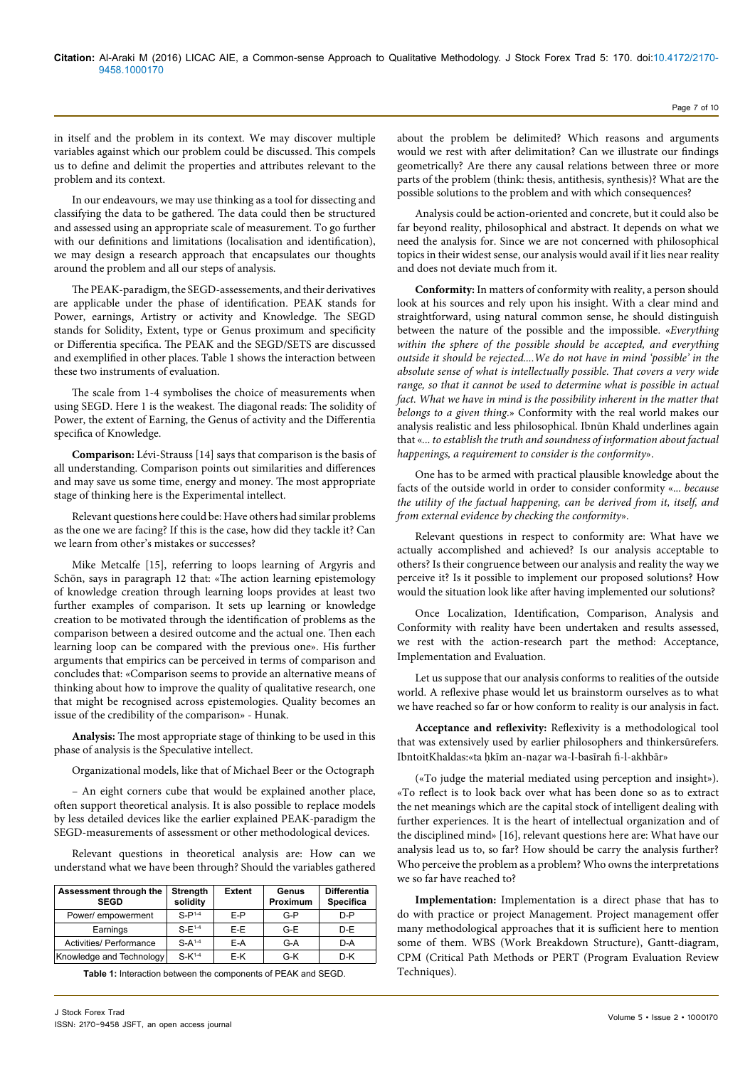in itself and the problem in its context. We may discover multiple variables against which our problem could be discussed. This compels us to define and delimit the properties and attributes relevant to the problem and its context.

In our endeavours, we may use thinking as a tool for dissecting and classifying the data to be gathered. The data could then be structured and assessed using an appropriate scale of measurement. To go further with our definitions and limitations (localisation and identification), we may design a research approach that encapsulates our thoughts around the problem and all our steps of analysis.

The PEAK-paradigm, the SEGD-assessements, and their derivatives are applicable under the phase of identification. PEAK stands for Power, earnings, Artistry or activity and Knowledge. The SEGD stands for Solidity, Extent, type or Genus proximum and specificity or Differentia specifica. The PEAK and the SEGD/SETS are discussed and exemplified in other places. Table 1 shows the interaction between these two instruments of evaluation.

The scale from 1-4 symbolises the choice of measurements when using SEGD. Here 1 is the weakest. The diagonal reads: The solidity of Power, the extent of Earning, the Genus of activity and the Differentia specifica of Knowledge.

**Comparison:** Lévi-Strauss [14] says that comparison is the basis of all understanding. Comparison points out similarities and differences and may save us some time, energy and money. The most appropriate stage of thinking here is the Experimental intellect.

Relevant questions here could be: Have others had similar problems as the one we are facing? If this is the case, how did they tackle it? Can we learn from other's mistakes or successes?

Mike Metcalfe [15], referring to loops learning of Argyris and Schön, says in paragraph 12 that: «The action learning epistemology of knowledge creation through learning loops provides at least two further examples of comparison. It sets up learning or knowledge creation to be motivated through the identification of problems as the comparison between a desired outcome and the actual one. Then each learning loop can be compared with the previous one». His further arguments that empirics can be perceived in terms of comparison and concludes that: «Comparison seems to provide an alternative means of thinking about how to improve the quality of qualitative research, one that might be recognised across epistemologies. Quality becomes an issue of the credibility of the comparison» - Hunak.

**Analysis:** The most appropriate stage of thinking to be used in this phase of analysis is the Speculative intellect.

Organizational models, like that of Michael Beer or the Octograph

– An eight corners cube that would be explained another place, often support theoretical analysis. It is also possible to replace models by less detailed devices like the earlier explained PEAK-paradigm the SEGD-measurements of assessment or other methodological devices.

Relevant questions in theoretical analysis are: How can we understand what we have been through? Should the variables gathered about the problem be delimited? Which reasons and arguments would we rest with after delimitation? Can we illustrate our findings geometrically? Are there any causal relations between three or more parts of the problem (think: thesis, antithesis, synthesis)? What are the possible solutions to the problem and with which consequences?

| Assessment through the SEGD | Strength solidity | Extent | Genus Proximum | Differentia Specifica |
|---|---|---|---|---|
| Power/ empowerment | $S\text{-}P^{1\text{-}4}$ | E-P | G-P | D-P |
| Earnings | $S\text{-}E^{1\text{-}4}$ | E-E | G-E | D-E |
| Activities/ Performance | $S\text{-}A^{1\text{-}4}$ | E-A | G-A | D-A |
| Knowledge and Technology | $S\text{-}K^{1\text{-}4}$ | E-K | G-K | D-K |

**Table 1:** Interaction between the components of PEAK and SEGD.

Analysis could be action-oriented and concrete, but it could also be far beyond reality, philosophical and abstract. It depends on what we need the analysis for. Since we are not concerned with philosophical topics in their widest sense, our analysis would avail if it lies near reality and does not deviate much from it.

**Conformity:** In matters of conformity with reality, a person should look at his sources and rely upon his insight. With a clear mind and straightforward, using natural common sense, he should distinguish between the nature of the possible and the impossible. «*Everything within the sphere of the possible should be accepted, and everything outside it should be rejected....We do not have in mind 'possible' in the absolute sense of what is intellectually possible. That covers a very wide range, so that it cannot be used to determine what is possible in actual fact. What we have in mind is the possibility inherent in the matter that belongs to a given thing.*» Conformity with the real world makes our analysis realistic and less philosophical. Ibnūn Khald underlines again that «*... to establish the truth and soundness of information about factual happenings, a requirement to consider is the conformity*».

One has to be armed with practical plausible knowledge about the facts of the outside world in order to consider conformity «*... because the utility of the factual happening, can be derived from it, itself, and from external evidence by checking the conformity*».

Relevant questions in respect to conformity are: What have we actually accomplished and achieved? Is our analysis acceptable to others? Is their congruence between our analysis and reality the way we perceive it? Is it possible to implement our proposed solutions? How would the situation look like after having implemented our solutions?

Once Localization, Identification, Comparison, Analysis and Conformity with reality have been undertaken and results assessed, we rest with the action-research part the method: Acceptance, Implementation and Evaluation.

Let us suppose that our analysis conforms to realities of the outside world. A reflexive phase would let us brainstorm ourselves as to what we have reached so far or how conform to reality is our analysis in fact.

**Acceptance and reflexivity:** Reflexivity is a methodological tool that was extensively used by earlier philosophers and thinkersūrefers. IbntoitKhaldas:«ta ḥkīm an-naẓar wa-l-basīrah fi-l-akhbār»

(«To judge the material mediated using perception and insight»). «To reflect is to look back over what has been done so as to extract the net meanings which are the capital stock of intelligent dealing with further experiences. It is the heart of intellectual organization and of the disciplined mind» [16], relevant questions here are: What have our analysis lead us to, so far? How should be carry the analysis further? Who perceive the problem as a problem? Who owns the interpretations we so far have reached to?

**Implementation:** Implementation is a direct phase that has to do with practice or project Management. Project management offer many methodological approaches that it is sufficient here to mention some of them. WBS (Work Breakdown Structure), Gantt-diagram, CPM (Critical Path Methods or PERT (Program Evaluation Review Techniques).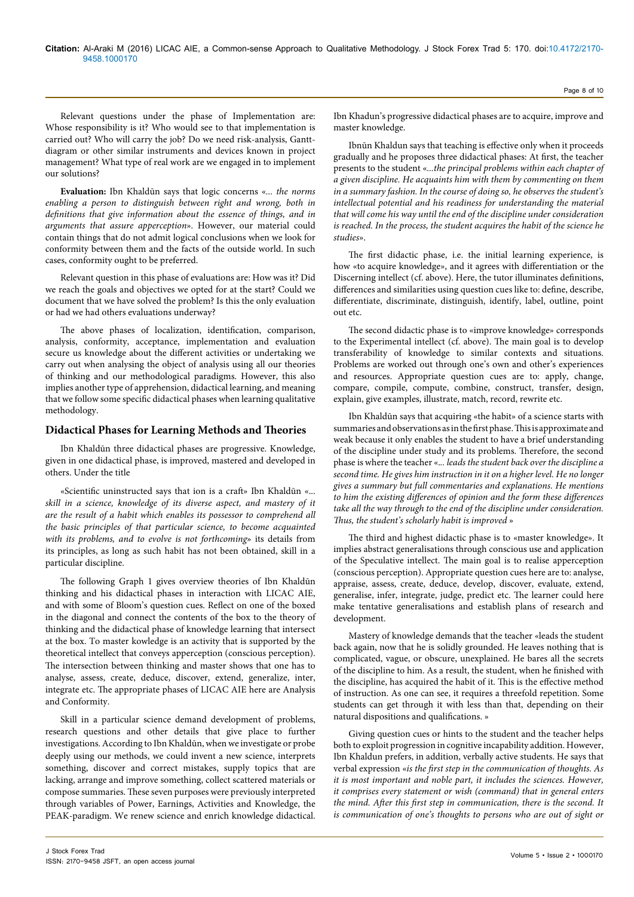Relevant questions under the phase of Implementation are: Whose responsibility is it? Who would see to that implementation is carried out? Who will carry the job? Do we need risk-analysis, Gantt-diagram or other similar instruments and devices known in project management? What type of real work are we engaged in to implement our solutions?

**Evaluation:** Ibn Khaldūn says that logic concerns «... *the norms enabling a person to distinguish between right and wrong, both in definitions that give information about the essence of things, and in arguments that assure apperception*». However, our material could contain things that do not admit logical conclusions when we look for conformity between them and the facts of the outside world. In such cases, conformity ought to be preferred.

Relevant question in this phase of evaluations are: How was it? Did we reach the goals and objectives we opted for at the start? Could we document that we have solved the problem? Is this the only evaluation or had we had others evaluations underway?

The above phases of localization, identification, comparison, analysis, conformity, acceptance, implementation and evaluation secure us knowledge about the different activities or undertaking we carry out when analysing the object of analysis using all our theories of thinking and our methodological paradigms. However, this also implies another type of apprehension, didactical learning, and meaning that we follow some specific didactical phases when learning qualitative methodology.

## Didactical Phases for Learning Methods and Theories

Ibn Khaldūn three didactical phases are progressive. Knowledge, given in one didactical phase, is improved, mastered and developed in others. Under the title

«Scientific uninstructed says that ion is a craft» Ibn Khaldūn «... *skill in a science, knowledge of its diverse aspect, and mastery of it are the result of a habit which enables its possessor to comprehend all the basic principles of that particular science, to become acquainted with its problems, and to evolve is not forthcoming*» its details from its principles, as long as such habit has not been obtained, skill in a particular discipline.

The following Graph 1 gives overview theories of Ibn Khaldūn thinking and his didactical phases in interaction with LICAC AIE, and with some of Bloom's question cues. Reflect on one of the boxed in the diagonal and connect the contents of the box to the theory of thinking and the didactical phase of knowledge learning that intersect at the box. To master kowledge is an activity that is supported by the theoretical intellect that conveys apperception (conscious perception). The intersection between thinking and master shows that one has to analyse, assess, create, deduce, discover, extend, generalize, inter, integrate etc. The appropriate phases of LICAC AIE here are Analysis and Conformity.

Skill in a particular science demand development of problems, research questions and other details that give place to further investigations. According to Ibn Khaldūn, when we investigate or probe deeply using our methods, we could invent a new science, interprets something, discover and correct mistakes, supply topics that are lacking, arrange and improve something, collect scattered materials or compose summaries. These seven purposes were previously interpreted through variables of Power, Earnings, Activities and Knowledge, the PEAK-paradigm. We renew science and enrich knowledge didactical. Ibn Khadun's progressive didactical phases are to acquire, improve and master knowledge.

Ibnūn Khaldun says that teaching is effective only when it proceeds gradually and he proposes three didactical phases: At first, the teacher presents to the student «...*the principal problems within each chapter of a given discipline. He acquaints him with them by commenting on them in a summary fashion. In the course of doing so, he observes the student's intellectual potential and his readiness for understanding the material that will come his way until the end of the discipline under consideration is reached. In the process, the student acquires the habit of the science he studies*».

The first didactic phase, i.e. the initial learning experience, is how «to acquire knowledge», and it agrees with differentiation or the Discerning intellect (cf. above). Here, the tutor illuminates definitions, differences and similarities using question cues like to: define, describe, differentiate, discriminate, distinguish, identify, label, outline, point out etc.

The second didactic phase is to «improve knowledge» corresponds to the Experimental intellect (cf. above). The main goal is to develop transferability of knowledge to similar contexts and situations. Problems are worked out through one's own and other's experiences and resources. Appropriate question cues are to: apply, change, compare, compile, compute, combine, construct, transfer, design, explain, give examples, illustrate, match, record, rewrite etc.

Ibn Khaldūn says that acquiring «the habit» of a science starts with summaries and observations as in the first phase. This is approximate and weak because it only enables the student to have a brief understanding of the discipline under study and its problems. Therefore, the second phase is where the teacher «... *leads the student back over the discipline a second time. He gives him instruction in it on a higher level. He no longer gives a summary but full commentaries and explanations. He mentions to him the existing differences of opinion and the form these differences take all the way through to the end of the discipline under consideration. Thus, the student's scholarly habit is improved* »

The third and highest didactic phase is to «master knowledge». It implies abstract generalisations through conscious use and application of the Speculative intellect. The main goal is to realise apperception (conscious perception). Appropriate question cues here are to: analyse, appraise, assess, create, deduce, develop, discover, evaluate, extend, generalise, infer, integrate, judge, predict etc. The learner could here make tentative generalisations and establish plans of research and development.

Mastery of knowledge demands that the teacher «leads the student back again, now that he is solidly grounded. He leaves nothing that is complicated, vague, or obscure, unexplained. He bares all the secrets of the discipline to him. As a result, the student, when he finished with the discipline, has acquired the habit of it. This is the effective method of instruction. As one can see, it requires a threefold repetition. Some students can get through it with less than that, depending on their natural dispositions and qualifications. »

Giving question cues or hints to the student and the teacher helps both to exploit progression in cognitive incapability addition. However, Ibn Khaldun prefers, in addition, verbally active students. He says that verbal expression «*is the first step in the communication of thoughts. As it is most important and noble part, it includes the sciences. However, it comprises every statement or wish (command) that in general enters the mind. After this first step in communication, there is the second. It is communication of one's thoughts to persons who are out of sight or*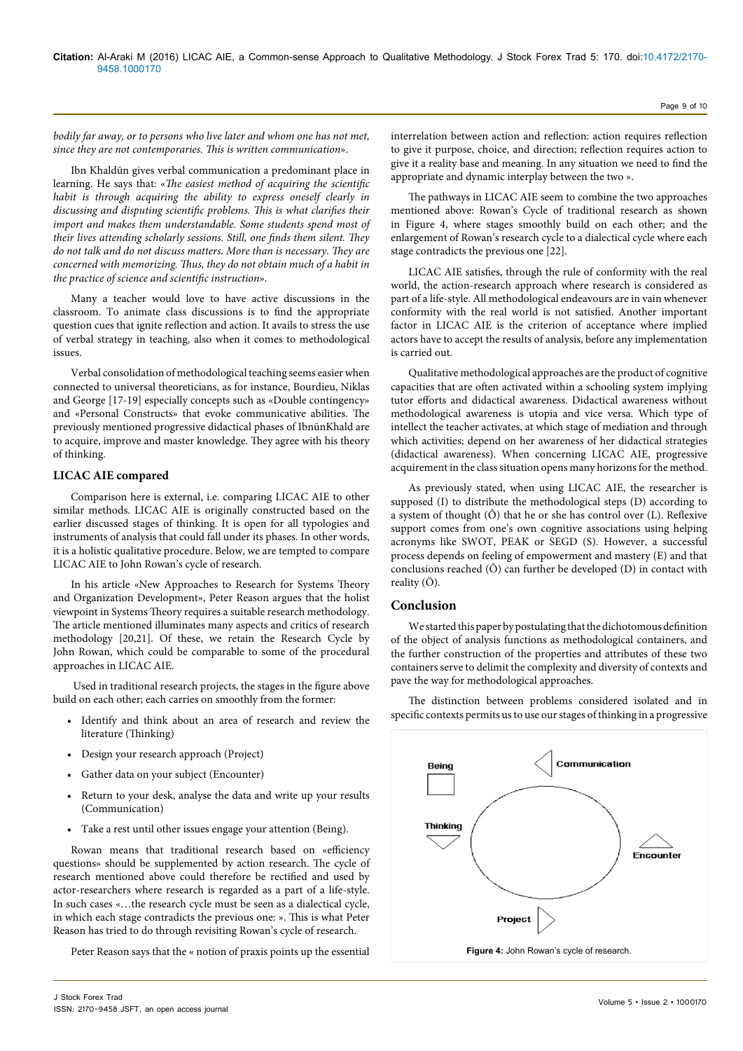*bodily far away, or to persons who live later and whom one has not met, since they are not contemporaries. This is written communication».*

Ibn Khaldūn gives verbal communication a predominant place in learning. He says that: «*The easiest method of acquiring the scientific habit is through acquiring the ability to express oneself clearly in discussing and disputing scientific problems. This is what clarifies their import and makes them understandable. Some students spend most of their lives attending scholarly sessions. Still, one finds them silent. They do not talk and do not discuss matters. More than is necessary. They are concerned with memorizing. Thus, they do not obtain much of a habit in the practice of science and scientific instruction*».

Many a teacher would love to have active discussions in the classroom. To animate class discussions is to find the appropriate question cues that ignite reflection and action. It avails to stress the use of verbal strategy in teaching, also when it comes to methodological issues.

Verbal consolidation of methodological teaching seems easier when connected to universal theoreticians, as for instance, Bourdieu, Niklas and George [17-19] especially concepts such as «Double contingency» and «Personal Constructs» that evoke communicative abilities. The previously mentioned progressive didactical phases of IbnūnKhald are to acquire, improve and master knowledge. They agree with his theory of thinking.

## LICAC AIE compared

Comparison here is external, i.e. comparing LICAC AIE to other similar methods. LICAC AIE is originally constructed based on the earlier discussed stages of thinking. It is open for all typologies and instruments of analysis that could fall under its phases. In other words, it is a holistic qualitative procedure. Below, we are tempted to compare LICAC AIE to John Rowan's cycle of research.

In his article «New Approaches to Research for Systems Theory and Organization Development», Peter Reason argues that the holist viewpoint in Systems Theory requires a suitable research methodology. The article mentioned illuminates many aspects and critics of research methodology [20,21]. Of these, we retain the Research Cycle by John Rowan, which could be comparable to some of the procedural approaches in LICAC AIE.

Used in traditional research projects, the stages in the figure above build on each other; each carries on smoothly from the former:

- Identify and think about an area of research and review the literature (Thinking)
- Design your research approach (Project)
- Gather data on your subject (Encounter)
- Return to your desk, analyse the data and write up your results (Communication)
- Take a rest until other issues engage your attention (Being).

Rowan means that traditional research based on «efficiency questions» should be supplemented by action research. The cycle of research mentioned above could therefore be rectified and used by actor-researchers where research is regarded as a part of a life-style. In such cases «…the research cycle must be seen as a dialectical cycle, in which each stage contradicts the previous one: ». This is what Peter Reason has tried to do through revisiting Rowan's cycle of research.

Peter Reason says that the « notion of praxis points up the essential interrelation between action and reflection: action requires reflection to give it a purpose, choice, and direction; reflection requires action to give it a reality base and meaning. In any situation we need to find the appropriate and dynamic interplay between the two ».

The pathways in LICAC AIE seem to combine the two approaches mentioned above: Rowan's Cycle of traditional research as shown in Figure 4, where stages smoothly build on each other; and the enlargement of Rowan's research cycle to a dialectical cycle where each stage contradicts the previous one [22].

LICAC AIE satisfies, through the rule of conformity with the real world, the action-research approach where research is considered as part of a life-style. All methodological endeavours are in vain whenever conformity with the real world is not satisfied. Another important factor in LICAC AIE is the criterion of acceptance where implied actors have to accept the results of analysis, before any implementation is carried out.

Qualitative methodological approaches are the product of cognitive capacities that are often activated within a schooling system implying tutor efforts and didactical awareness. Didactical awareness without methodological awareness is utopia and vice versa. Which type of intellect the teacher activates, at which stage of mediation and through which activities; depend on her awareness of her didactical strategies (didactical awareness). When concerning LICAC AIE, progressive acquirement in the class situation opens many horizons for the method.

As previously stated, when using LICAC AIE, the researcher is supposed (I) to distribute the methodological steps (D) according to a system of thought (Ô) that he or she has control over (L). Reflexive support comes from one's own cognitive associations using helping acronyms like SWOT, PEAK or SEGD (S). However, a successful process depends on feeling of empowerment and mastery (E) and that conclusions reached (Õ) can further be developed (D) in contact with reality (Ö).

## Conclusion

We started this paper by postulating that the dichotomous definition of the object of analysis functions as methodological containers, and the further construction of the properties and attributes of these two containers serve to delimit the complexity and diversity of contexts and pave the way for methodological approaches.

The distinction between problems considered isolated and in specific contexts permits us to use our stages of thinking in a progressive

Being
Communication
Thinking
Encounter
Project

**Figure 4:** John Rowan's cycle of research.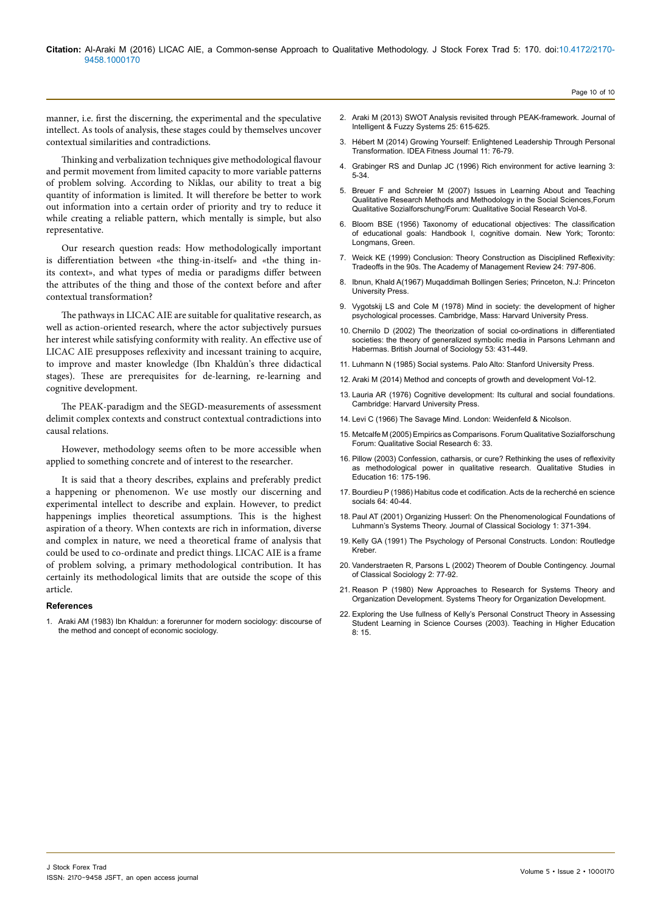manner, i.e. first the discerning, the experimental and the speculative intellect. As tools of analysis, these stages could by themselves uncover contextual similarities and contradictions.

Thinking and verbalization techniques give methodological flavour and permit movement from limited capacity to more variable patterns of problem solving. According to Niklas, our ability to treat a big quantity of information is limited. It will therefore be better to work out information into a certain order of priority and try to reduce it while creating a reliable pattern, which mentally is simple, but also representative.

Our research question reads: How methodologically important is differentiation between «the thing-in-itself» and «the thing in-its context», and what types of media or paradigms differ between the attributes of the thing and those of the context before and after contextual transformation?

The pathways in LICAC AIE are suitable for qualitative research, as well as action-oriented research, where the actor subjectively pursues her interest while satisfying conformity with reality. An effective use of LICAC AIE presupposes reflexivity and incessant training to acquire, to improve and master knowledge (Ibn Khaldūn's three didactical stages). These are prerequisites for de-learning, re-learning and cognitive development.

The PEAK-paradigm and the SEGD-measurements of assessment delimit complex contexts and construct contextual contradictions into causal relations.

However, methodology seems often to be more accessible when applied to something concrete and of interest to the researcher.

It is said that a theory describes, explains and preferably predict a happening or phenomenon. We use mostly our discerning and experimental intellect to describe and explain. However, to predict happenings implies theoretical assumptions. This is the highest aspiration of a theory. When contexts are rich in information, diverse and complex in nature, we need a theoretical frame of analysis that could be used to co-ordinate and predict things. LICAC AIE is a frame of problem solving, a primary methodological contribution. It has certainly its methodological limits that are outside the scope of this article.

### References

1. Araki AM (1983) Ibn Khaldun: a forerunner for modern sociology: discourse of the method and concept of economic sociology.
2. Araki M (2013) SWOT Analysis revisited through PEAK-framework. Journal of Intelligent & Fuzzy Systems 25: 615-625.
3. Hébert M (2014) Growing Yourself: Enlightened Leadership Through Personal Transformation. IDEA Fitness Journal 11: 76-79.
4. Grabinger RS and Dunlap JC (1996) Rich environment for active learning 3: 5-34.
5. Breuer F and Schreier M (2007) Issues in Learning About and Teaching Qualitative Research Methods and Methodology in the Social Sciences,Forum Qualitative Sozialforschung/Forum: Qualitative Social Research Vol-8.
6. Bloom BSE (1956) Taxonomy of educational objectives: The classification of educational goals: Handbook I, cognitive domain. New York; Toronto: Longmans, Green.
7. Weick KE (1999) Conclusion: Theory Construction as Disciplined Reflexivity: Tradeoffs in the 90s. The Academy of Management Review 24: 797-806.
8. Ibnun, Khald A(1967) Muqaddimah Bollingen Series; Princeton, N.J: Princeton University Press.
9. Vygotskij LS and Cole M (1978) Mind in society: the development of higher psychological processes. Cambridge, Mass: Harvard University Press.
10. Chernilo D (2002) The theorization of social co-ordinations in differentiated societies: the theory of generalized symbolic media in Parsons Lehmann and Habermas. British Journal of Sociology 53: 431-449.
11. Luhmann N (1985) Social systems. Palo Alto: Stanford University Press.
12. Araki M (2014) Method and concepts of growth and development Vol-12.
13. Lauria AR (1976) Cognitive development: Its cultural and social foundations. Cambridge: Harvard University Press.
14. Levi C (1966) The Savage Mind. London: Weidenfeld & Nicolson.
15. Metcalfe M (2005) Empirics as Comparisons. Forum Qualitative Sozialforschung Forum: Qualitative Social Research 6: 33.
16. Pillow (2003) Confession, catharsis, or cure? Rethinking the uses of reflexivity as methodological power in qualitative research. Qualitative Studies in Education 16: 175-196.
17. Bourdieu P (1986) Habitus code et codification. Acts de la recherché en science socials 64: 40-44.
18. Paul AT (2001) Organizing Husserl: On the Phenomenological Foundations of Luhmann's Systems Theory. Journal of Classical Sociology 1: 371-394.
19. Kelly GA (1991) The Psychology of Personal Constructs. London: Routledge Kreber.
20. Vanderstraeten R, Parsons L (2002) Theorem of Double Contingency. Journal of Classical Sociology 2: 77-92.
21. Reason P (1980) New Approaches to Research for Systems Theory and Organization Development. Systems Theory for Organization Development.
22. Exploring the Use fullness of Kelly's Personal Construct Theory in Assessing Student Learning in Science Courses (2003). Teaching in Higher Education 8: 15.